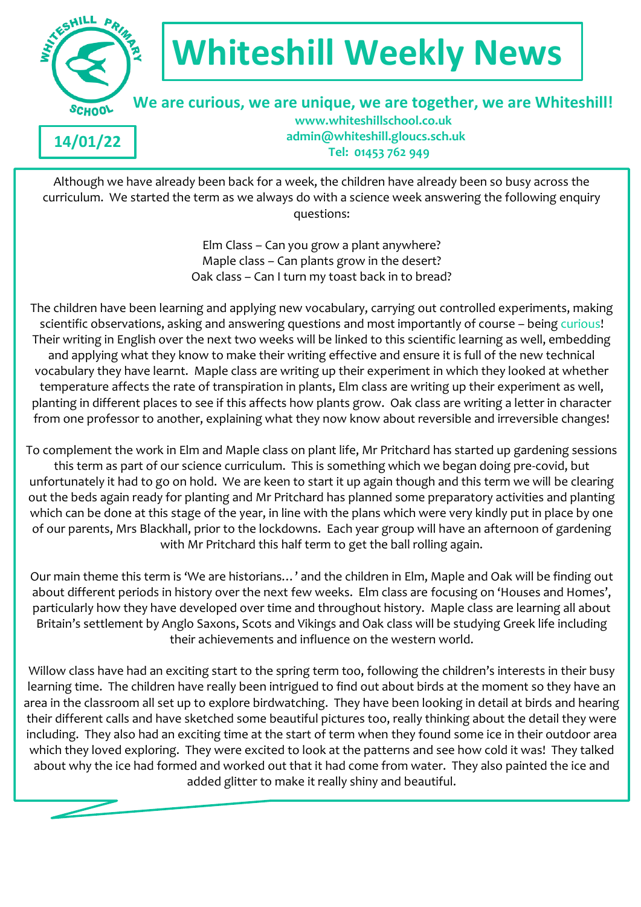WHITESHILL PRIMARY SCHOOL

# Whiteshill Weekly News

**We are curious, we are unique, we are together, we are Whiteshill!**

**14/01/22**

**www.whiteshillschool.co.uk**
**admin@whiteshill.gloucs.sch.uk**
**Tel: 01453 762 949**

Although we have already been back for a week, the children have already been so busy across the curriculum. We started the term as we always do with a science week answering the following enquiry questions:

Elm Class – Can you grow a plant anywhere?
Maple class – Can plants grow in the desert?
Oak class – Can I turn my toast back in to bread?

The children have been learning and applying new vocabulary, carrying out controlled experiments, making scientific observations, asking and answering questions and most importantly of course – being curious! Their writing in English over the next two weeks will be linked to this scientific learning as well, embedding and applying what they know to make their writing effective and ensure it is full of the new technical vocabulary they have learnt. Maple class are writing up their experiment in which they looked at whether temperature affects the rate of transpiration in plants, Elm class are writing up their experiment as well, planting in different places to see if this affects how plants grow. Oak class are writing a letter in character from one professor to another, explaining what they now know about reversible and irreversible changes!

To complement the work in Elm and Maple class on plant life, Mr Pritchard has started up gardening sessions this term as part of our science curriculum. This is something which we began doing pre-covid, but unfortunately it had to go on hold. We are keen to start it up again though and this term we will be clearing out the beds again ready for planting and Mr Pritchard has planned some preparatory activities and planting which can be done at this stage of the year, in line with the plans which were very kindly put in place by one of our parents, Mrs Blackhall, prior to the lockdowns. Each year group will have an afternoon of gardening with Mr Pritchard this half term to get the ball rolling again.

Our main theme this term is 'We are historians…' and the children in Elm, Maple and Oak will be finding out about different periods in history over the next few weeks. Elm class are focusing on 'Houses and Homes', particularly how they have developed over time and throughout history. Maple class are learning all about Britain's settlement by Anglo Saxons, Scots and Vikings and Oak class will be studying Greek life including their achievements and influence on the western world.

Willow class have had an exciting start to the spring term too, following the children's interests in their busy learning time. The children have really been intrigued to find out about birds at the moment so they have an area in the classroom all set up to explore birdwatching. They have been looking in detail at birds and hearing their different calls and have sketched some beautiful pictures too, really thinking about the detail they were including. They also had an exciting time at the start of term when they found some ice in their outdoor area which they loved exploring. They were excited to look at the patterns and see how cold it was! They talked about why the ice had formed and worked out that it had come from water. They also painted the ice and added glitter to make it really shiny and beautiful.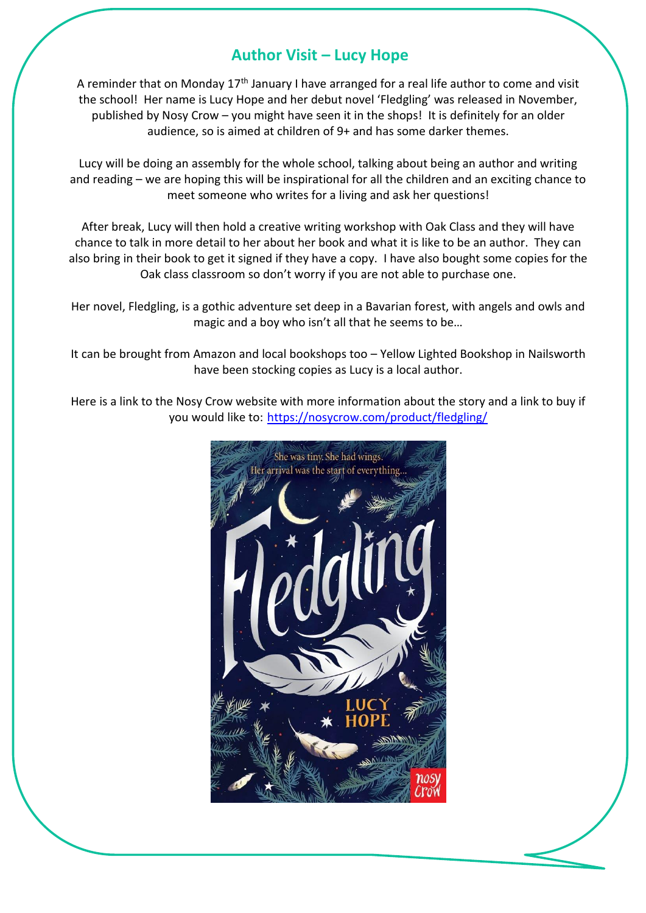## Author Visit – Lucy Hope

A reminder that on Monday 17th January I have arranged for a real life author to come and visit the school! Her name is Lucy Hope and her debut novel 'Fledgling' was released in November, published by Nosy Crow – you might have seen it in the shops! It is definitely for an older audience, so is aimed at children of 9+ and has some darker themes.

Lucy will be doing an assembly for the whole school, talking about being an author and writing and reading – we are hoping this will be inspirational for all the children and an exciting chance to meet someone who writes for a living and ask her questions!

After break, Lucy will then hold a creative writing workshop with Oak Class and they will have chance to talk in more detail to her about her book and what it is like to be an author. They can also bring in their book to get it signed if they have a copy. I have also bought some copies for the Oak class classroom so don't worry if you are not able to purchase one.

Her novel, Fledgling, is a gothic adventure set deep in a Bavarian forest, with angels and owls and magic and a boy who isn't all that he seems to be…

It can be brought from Amazon and local bookshops too – Yellow Lighted Bookshop in Nailsworth have been stocking copies as Lucy is a local author.

Here is a link to the Nosy Crow website with more information about the story and a link to buy if you would like to: [https://nosycrow.com/product/fledgling/](https://nosycrow.com/product/fledgling/)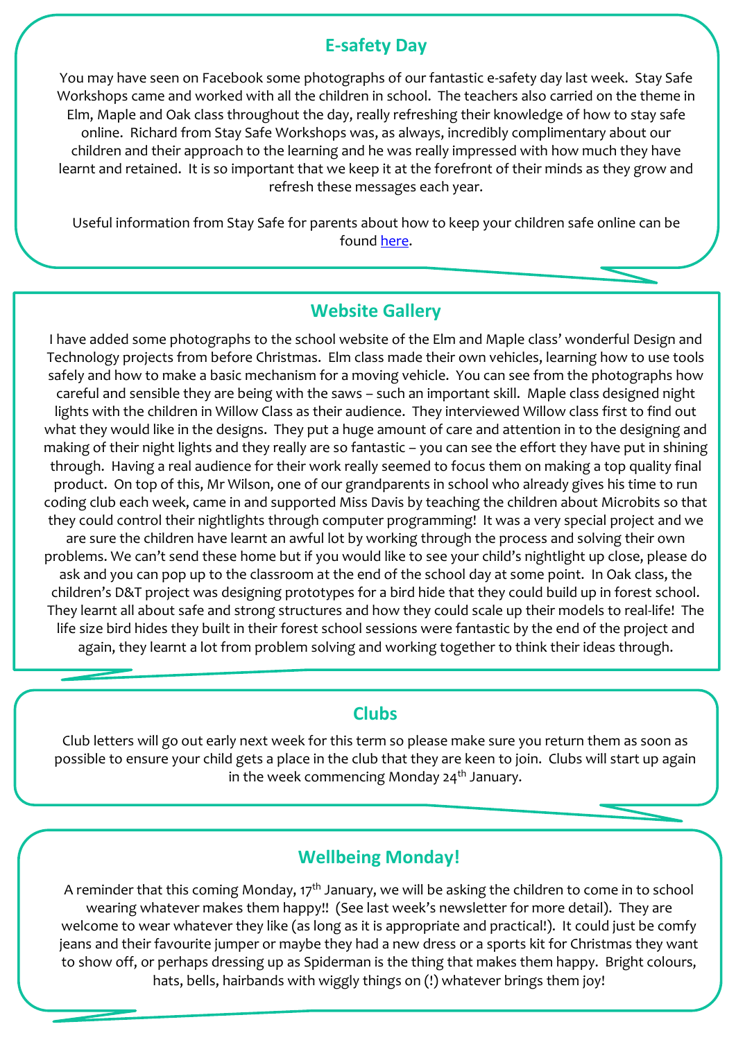## E-safety Day

You may have seen on Facebook some photographs of our fantastic e-safety day last week. Stay Safe Workshops came and worked with all the children in school. The teachers also carried on the theme in Elm, Maple and Oak class throughout the day, really refreshing their knowledge of how to stay safe online. Richard from Stay Safe Workshops was, as always, incredibly complimentary about our children and their approach to the learning and he was really impressed with how much they have learnt and retained. It is so important that we keep it at the forefront of their minds as they grow and refresh these messages each year.

Useful information from Stay Safe for parents about how to keep your children safe online can be found here.

## Website Gallery

I have added some photographs to the school website of the Elm and Maple class' wonderful Design and Technology projects from before Christmas. Elm class made their own vehicles, learning how to use tools safely and how to make a basic mechanism for a moving vehicle. You can see from the photographs how careful and sensible they are being with the saws – such an important skill. Maple class designed night lights with the children in Willow Class as their audience. They interviewed Willow class first to find out what they would like in the designs. They put a huge amount of care and attention in to the designing and making of their night lights and they really are so fantastic – you can see the effort they have put in shining through. Having a real audience for their work really seemed to focus them on making a top quality final product. On top of this, Mr Wilson, one of our grandparents in school who already gives his time to run coding club each week, came in and supported Miss Davis by teaching the children about Microbits so that they could control their nightlights through computer programming! It was a very special project and we are sure the children have learnt an awful lot by working through the process and solving their own problems. We can't send these home but if you would like to see your child's nightlight up close, please do ask and you can pop up to the classroom at the end of the school day at some point. In Oak class, the children's D&T project was designing prototypes for a bird hide that they could build up in forest school. They learnt all about safe and strong structures and how they could scale up their models to real-life! The life size bird hides they built in their forest school sessions were fantastic by the end of the project and again, they learnt a lot from problem solving and working together to think their ideas through.

## Clubs

Club letters will go out early next week for this term so please make sure you return them as soon as possible to ensure your child gets a place in the club that they are keen to join. Clubs will start up again in the week commencing Monday 24th January.

## Wellbeing Monday!

A reminder that this coming Monday, 17th January, we will be asking the children to come in to school wearing whatever makes them happy!! (See last week's newsletter for more detail). They are welcome to wear whatever they like (as long as it is appropriate and practical!). It could just be comfy jeans and their favourite jumper or maybe they had a new dress or a sports kit for Christmas they want to show off, or perhaps dressing up as Spiderman is the thing that makes them happy. Bright colours, hats, bells, hairbands with wiggly things on (!) whatever brings them joy!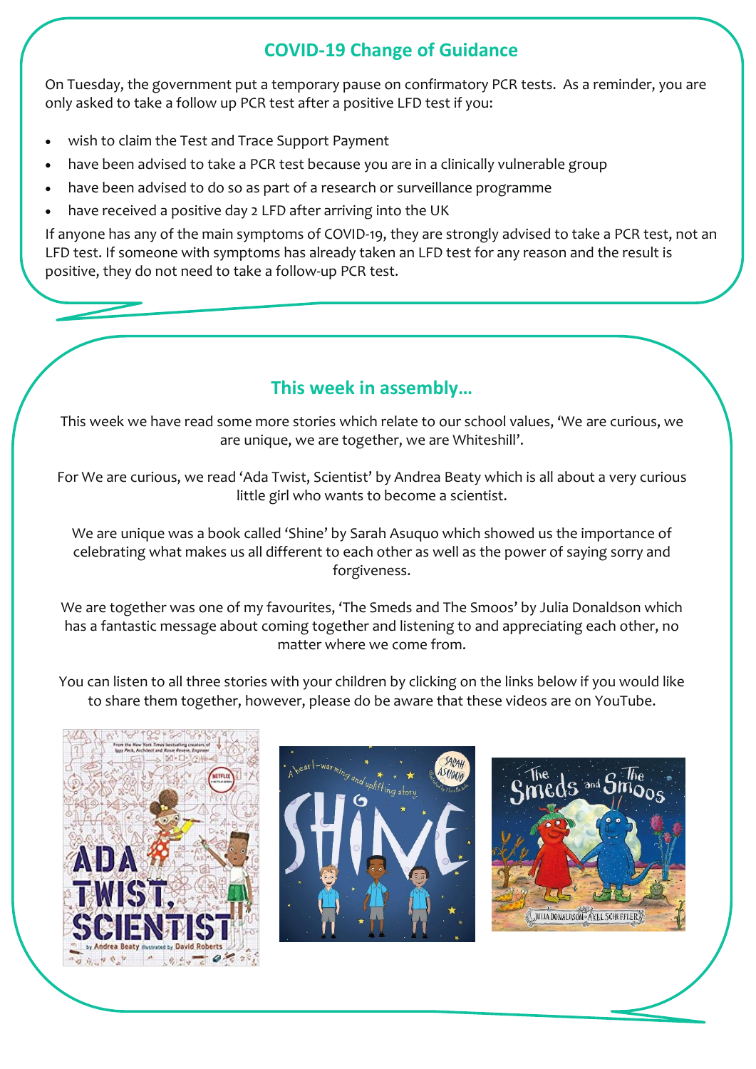## COVID-19 Change of Guidance

On Tuesday, the government put a temporary pause on confirmatory PCR tests. As a reminder, you are only asked to take a follow up PCR test after a positive LFD test if you:

- wish to claim the Test and Trace Support Payment
- have been advised to take a PCR test because you are in a clinically vulnerable group
- have been advised to do so as part of a research or surveillance programme
- have received a positive day 2 LFD after arriving into the UK

If anyone has any of the main symptoms of COVID-19, they are strongly advised to take a PCR test, not an LFD test. If someone with symptoms has already taken an LFD test for any reason and the result is positive, they do not need to take a follow-up PCR test.

## This week in assembly…

This week we have read some more stories which relate to our school values, 'We are curious, we are unique, we are together, we are Whiteshill'.

For We are curious, we read 'Ada Twist, Scientist' by Andrea Beaty which is all about a very curious little girl who wants to become a scientist.

We are unique was a book called 'Shine' by Sarah Asuquo which showed us the importance of celebrating what makes us all different to each other as well as the power of saying sorry and forgiveness.

We are together was one of my favourites, 'The Smeds and The Smoos' by Julia Donaldson which has a fantastic message about coming together and listening to and appreciating each other, no matter where we come from.

You can listen to all three stories with your children by clicking on the links below if you would like to share them together, however, please do be aware that these videos are on YouTube.